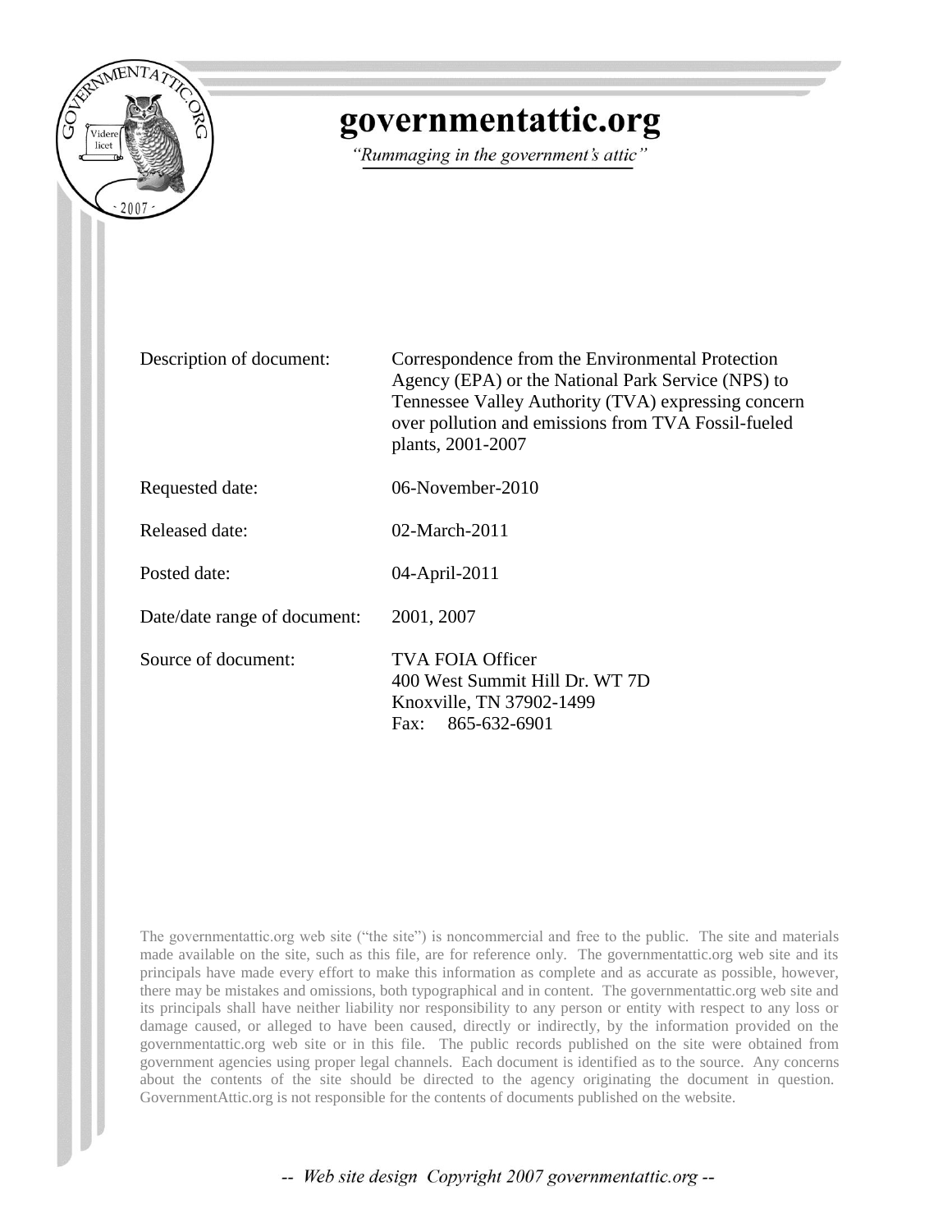# governmentattic.org

*"Rummaging in the government's attic"*

| | |
|---|---|
| Description of document: | Correspondence from the Environmental Protection Agency (EPA) or the National Park Service (NPS) to Tennessee Valley Authority (TVA) expressing concern over pollution and emissions from TVA Fossil-fueled plants, 2001-2007 |
| Requested date: | 06-November-2010 |
| Released date: | 02-March-2011 |
| Posted date: | 04-April-2011 |
| Date/date range of document: | 2001, 2007 |
| Source of document: | TVA FOIA Officer<br>400 West Summit Hill Dr. WT 7D<br>Knoxville, TN 37902-1499<br>Fax: 865-632-6901 |

The governmentattic.org web site ("the site") is noncommercial and free to the public. The site and materials made available on the site, such as this file, are for reference only. The governmentattic.org web site and its principals have made every effort to make this information as complete and as accurate as possible, however, there may be mistakes and omissions, both typographical and in content. The governmentattic.org web site and its principals shall have neither liability nor responsibility to any person or entity with respect to any loss or damage caused, or alleged to have been caused, directly or indirectly, by the information provided on the governmentattic.org web site or in this file. The public records published on the site were obtained from government agencies using proper legal channels. Each document is identified as to the source. Any concerns about the contents of the site should be directed to the agency originating the document in question. GovernmentAttic.org is not responsible for the contents of documents published on the website.

*-- Web site design Copyright 2007 governmentattic.org --*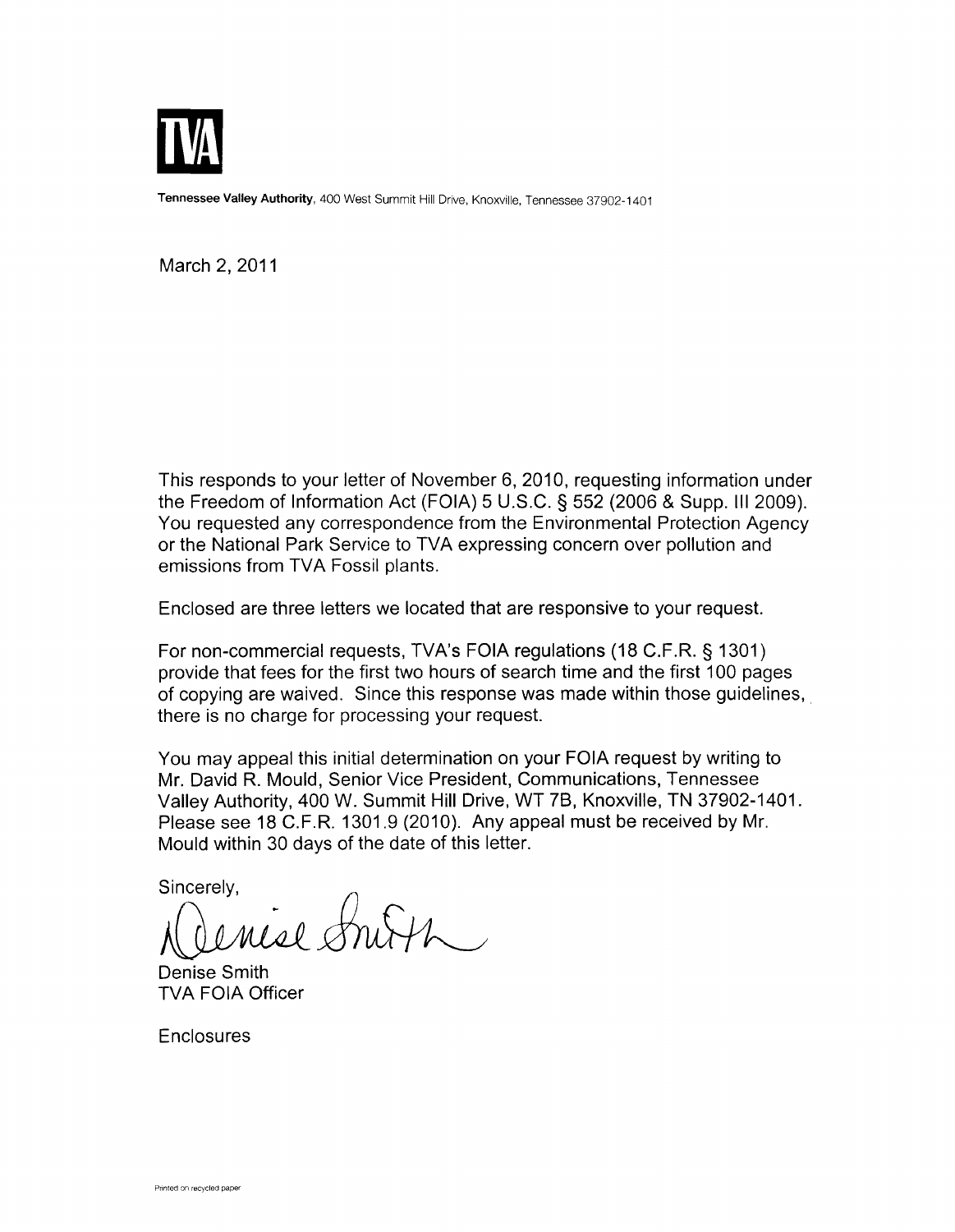**TVA**

**Tennessee Valley Authority**, 400 West Summit Hill Drive, Knoxville, Tennessee 37902-1401

March 2, 2011

This responds to your letter of November 6, 2010, requesting information under the Freedom of Information Act (FOIA) 5 U.S.C. § 552 (2006 & Supp. III 2009). You requested any correspondence from the Environmental Protection Agency or the National Park Service to TVA expressing concern over pollution and emissions from TVA Fossil plants.

Enclosed are three letters we located that are responsive to your request.

For non-commercial requests, TVA's FOIA regulations (18 C.F.R. § 1301) provide that fees for the first two hours of search time and the first 100 pages of copying are waived. Since this response was made within those guidelines, there is no charge for processing your request.

You may appeal this initial determination on your FOIA request by writing to Mr. David R. Mould, Senior Vice President, Communications, Tennessee Valley Authority, 400 W. Summit Hill Drive, WT 7B, Knoxville, TN 37902-1401. Please see 18 C.F.R. 1301.9 (2010). Any appeal must be received by Mr. Mould within 30 days of the date of this letter.

Sincerely,

Denise Smith

Denise Smith
TVA FOIA Officer

Enclosures

Printed on recycled paper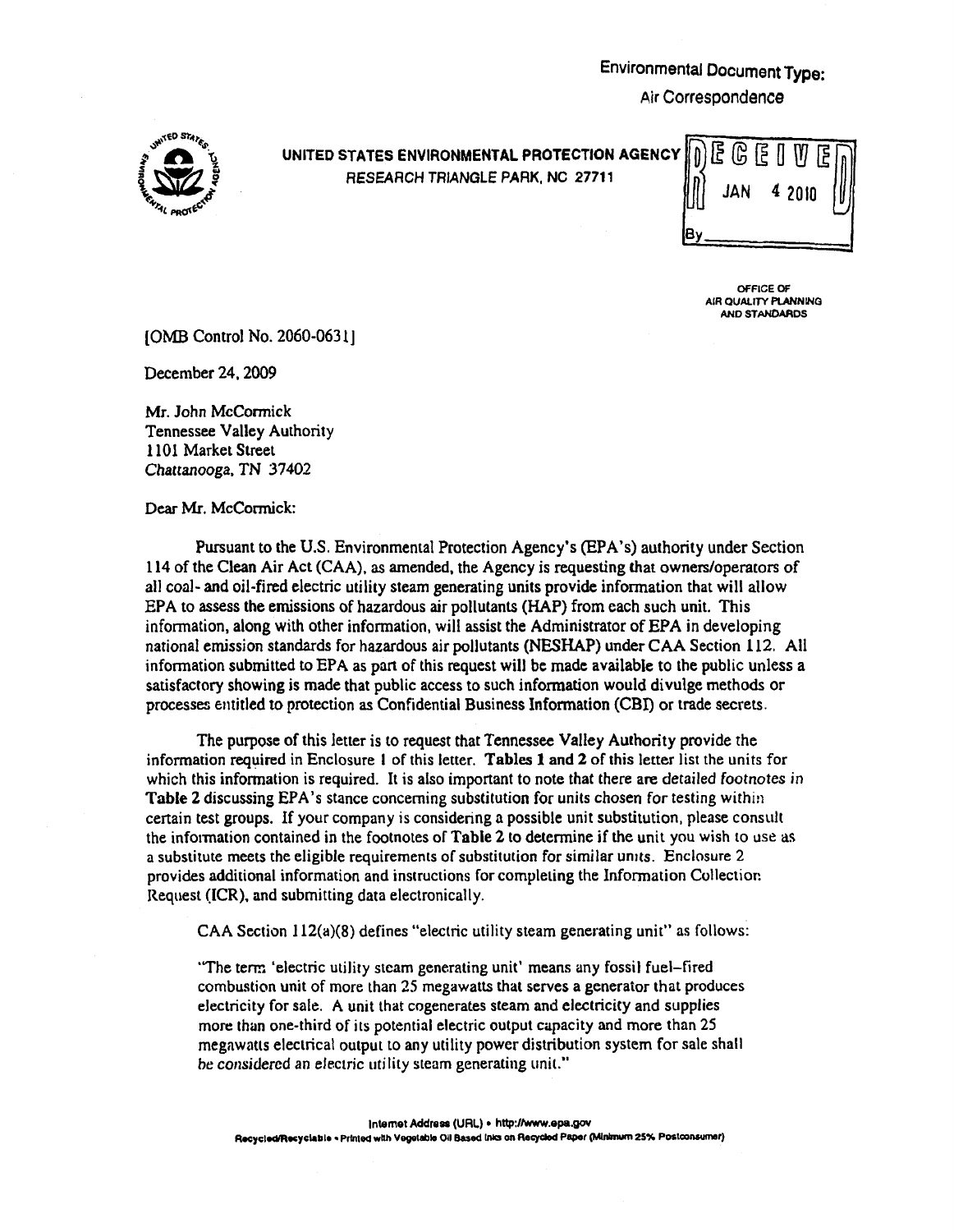Environmental Document Type:
Air Correspondence

**UNITED STATES ENVIRONMENTAL PROTECTION AGENCY**
RESEARCH TRIANGLE PARK, NC 27711

RECEIVED
JAN 4 2010
By\_\_\_\_\_\_\_\_

OFFICE OF
AIR QUALITY PLANNING
AND STANDARDS

[OMB Control No. 2060-0631]

December 24, 2009

Mr. John McCormick
Tennessee Valley Authority
1101 Market Street
Chattanooga, TN 37402

Dear Mr. McCormick:

Pursuant to the U.S. Environmental Protection Agency's (EPA's) authority under Section 114 of the Clean Air Act (CAA), as amended, the Agency is requesting that owners/operators of all coal- and oil-fired electric utility steam generating units provide information that will allow EPA to assess the emissions of hazardous air pollutants (HAP) from each such unit. This information, along with other information, will assist the Administrator of EPA in developing national emission standards for hazardous air pollutants (NESHAP) under CAA Section 112. All information submitted to EPA as part of this request will be made available to the public unless a satisfactory showing is made that public access to such information would divulge methods or processes entitled to protection as Confidential Business Information (CBI) or trade secrets.

The purpose of this letter is to request that Tennessee Valley Authority provide the information required in Enclosure 1 of this letter. **Tables 1 and 2** of this letter list the units for which this information is required. It is also important to note that there are detailed footnotes in **Table 2** discussing EPA's stance concerning substitution for units chosen for testing within certain test groups. If your company is considering a possible unit substitution, please consult the information contained in the footnotes of **Table 2** to determine if the unit you wish to use as a substitute meets the eligible requirements of substitution for similar units. Enclosure 2 provides additional information and instructions for completing the Information Collection Request (ICR), and submitting data electronically.

CAA Section 112(a)(8) defines "electric utility steam generating unit" as follows:

"The term 'electric utility steam generating unit' means any fossil fuel-fired combustion unit of more than 25 megawatts that serves a generator that produces electricity for sale. A unit that cogenerates steam and electricity and supplies more than one-third of its potential electric output capacity and more than 25 megawatts electrical output to any utility power distribution system for sale shall be considered an electric utility steam generating unit."

Internet Address (URL) • http://www.epa.gov
Recycled/Recyclable • Printed with Vegetable Oil Based Inks on Recycled Paper (Minimum 25% Postconsumer)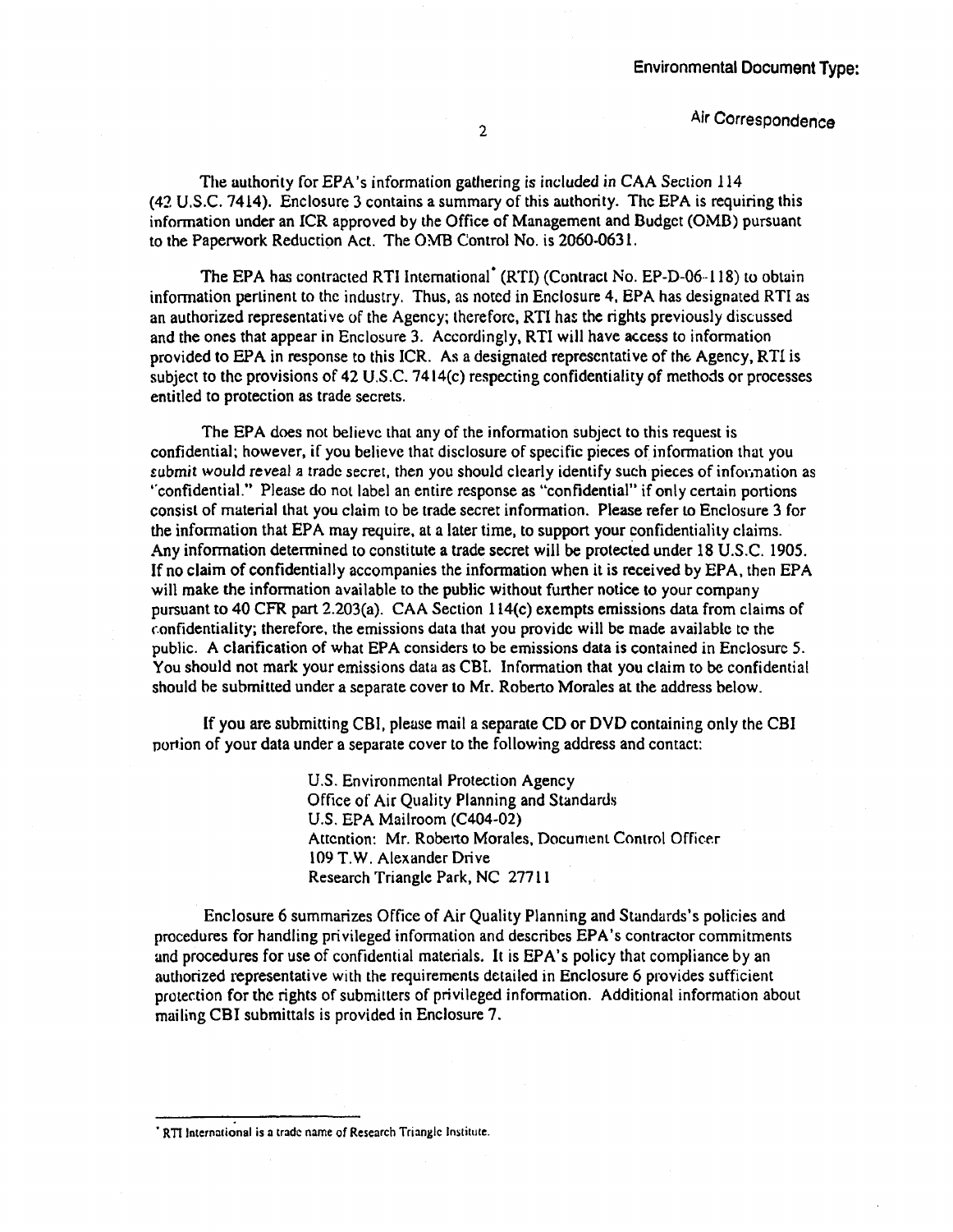The authority for EPA's information gathering is included in CAA Section 114 (42 U.S.C. 7414). Enclosure 3 contains a summary of this authority. The EPA is requiring this information under an ICR approved by the Office of Management and Budget (OMB) pursuant to the Paperwork Reduction Act. The OMB Control No. is 2060-0631.

The EPA has contracted RTI International* (RTI) (Contract No. EP-D-06-118) to obtain information pertinent to the industry. Thus, as noted in Enclosure 4, EPA has designated RTI as an authorized representative of the Agency; therefore, RTI has the rights previously discussed and the ones that appear in Enclosure 3. Accordingly, RTI will have access to information provided to EPA in response to this ICR. As a designated representative of the Agency, RTI is subject to the provisions of 42 U.S.C. 7414(c) respecting confidentiality of methods or processes entitled to protection as trade secrets.

The EPA does not believe that any of the information subject to this request is confidential; however, if you believe that disclosure of specific pieces of information that you submit would reveal a trade secret, then you should clearly identify such pieces of information as "confidential." Please do not label an entire response as "confidential" if only certain portions consist of material that you claim to be trade secret information. Please refer to Enclosure 3 for the information that EPA may require, at a later time, to support your confidentiality claims. Any information determined to constitute a trade secret will be protected under 18 U.S.C. 1905. If no claim of confidentially accompanies the information when it is received by EPA, then EPA will make the information available to the public without further notice to your company pursuant to 40 CFR part 2.203(a). CAA Section 114(c) exempts emissions data from claims of confidentiality; therefore, the emissions data that you provide will be made available to the public. A clarification of what EPA considers to be emissions data is contained in Enclosure 5. You should not mark your emissions data as CBI. Information that you claim to be confidential should be submitted under a separate cover to Mr. Roberto Morales at the address below.

If you are submitting CBI, please mail a separate CD or DVD containing only the CBI portion of your data under a separate cover to the following address and contact:

U.S. Environmental Protection Agency
Office of Air Quality Planning and Standards
U.S. EPA Mailroom (C404-02)
Attention: Mr. Roberto Morales, Document Control Officer
109 T.W. Alexander Drive
Research Triangle Park, NC 27711

Enclosure 6 summarizes Office of Air Quality Planning and Standards's policies and procedures for handling privileged information and describes EPA's contractor commitments and procedures for use of confidential materials. It is EPA's policy that compliance by an authorized representative with the requirements detailed in Enclosure 6 provides sufficient protection for the rights of submitters of privileged information. Additional information about mailing CBI submittals is provided in Enclosure 7.

---

* RTI International is a trade name of Research Triangle Institute.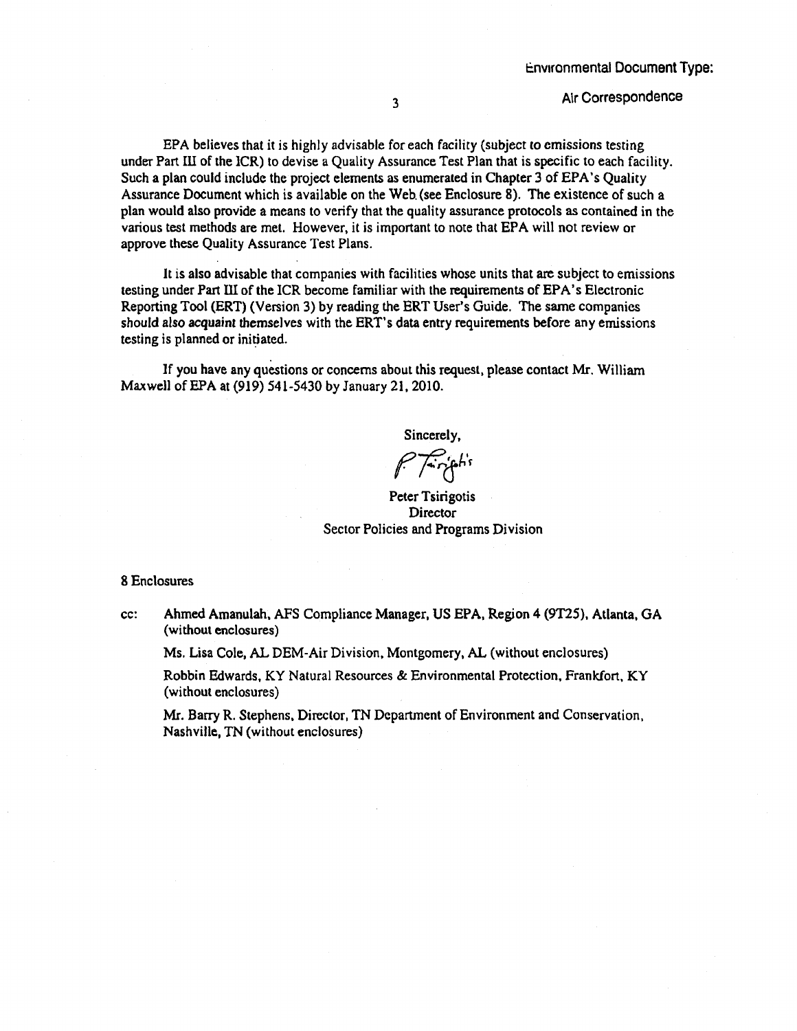Environmental Document Type:

Air Correspondence

EPA believes that it is highly advisable for each facility (subject to emissions testing under Part III of the ICR) to devise a Quality Assurance Test Plan that is specific to each facility. Such a plan could include the project elements as enumerated in Chapter 3 of EPA's Quality Assurance Document which is available on the Web (see Enclosure 8). The existence of such a plan would also provide a means to verify that the quality assurance protocols as contained in the various test methods are met. However, it is important to note that EPA will not review or approve these Quality Assurance Test Plans.

It is also advisable that companies with facilities whose units that are subject to emissions testing under Part III of the ICR become familiar with the requirements of EPA's Electronic Reporting Tool (ERT) (Version 3) by reading the ERT User's Guide. The same companies should also acquaint themselves with the ERT's data entry requirements before any emissions testing is planned or initiated.

If you have any questions or concerns about this request, please contact Mr. William Maxwell of EPA at (919) 541-5430 by January 21, 2010.

Sincerely,

P. Tsirigotis

Peter Tsirigotis
Director
Sector Policies and Programs Division

8 Enclosures

cc: Ahmed Amanulah, AFS Compliance Manager, US EPA, Region 4 (9T25), Atlanta, GA (without enclosures)

Ms. Lisa Cole, AL DEM-Air Division, Montgomery, AL (without enclosures)

Robbin Edwards, KY Natural Resources & Environmental Protection, Frankfort, KY (without enclosures)

Mr. Barry R. Stephens, Director, TN Department of Environment and Conservation, Nashville, TN (without enclosures)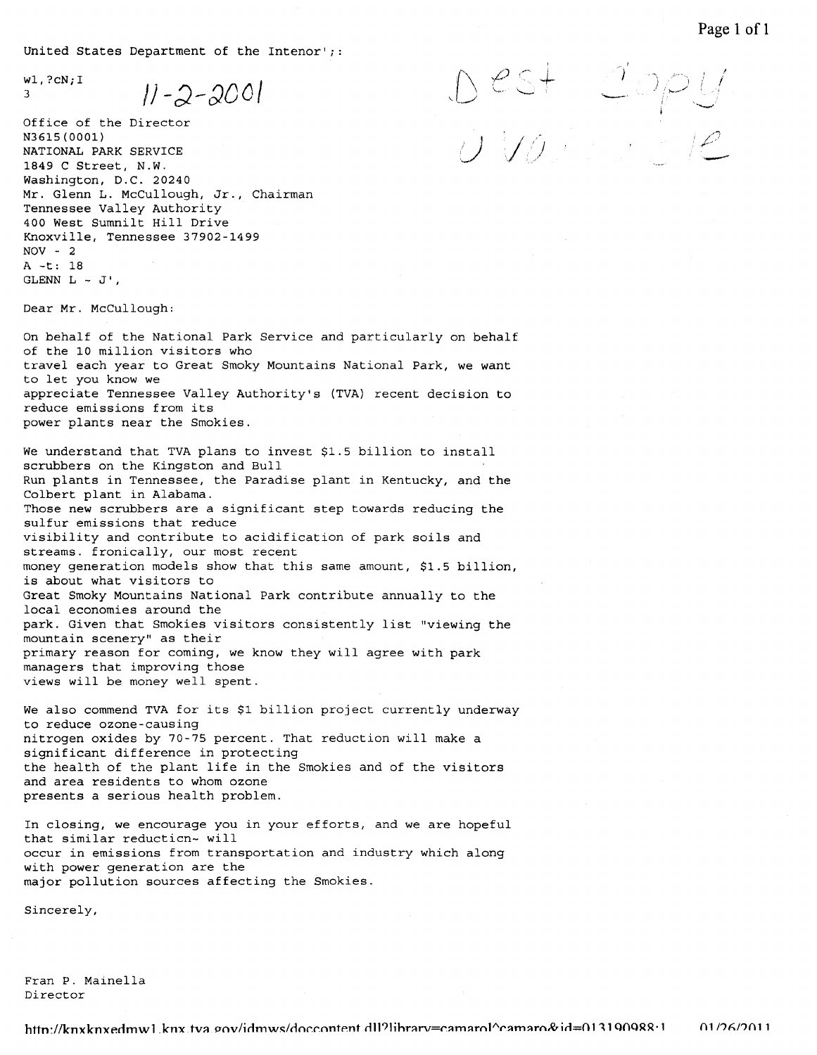United States Department of the Intenor';:

wl,?cN;I
3 11-2-2001

Dest Copy
Available

Office of the Director
N3615(0001)
NATIONAL PARK SERVICE
1849 C Street, N.W.
Washington, D.C. 20240
Mr. Glenn L. McCullough, Jr., Chairman
Tennessee Valley Authority
400 West Sumnilt Hill Drive
Knoxville, Tennessee 37902-1499
NOV - 2
A -t: 18
GLENN L ~ J',

Dear Mr. McCullough:

On behalf of the National Park Service and particularly on behalf of the 10 million visitors who travel each year to Great Smoky Mountains National Park, we want to let you know we appreciate Tennessee Valley Authority's (TVA) recent decision to reduce emissions from its power plants near the Smokies.

We understand that TVA plans to invest $1.5 billion to install scrubbers on the Kingston and Bull Run plants in Tennessee, the Paradise plant in Kentucky, and the Colbert plant in Alabama. Those new scrubbers are a significant step towards reducing the sulfur emissions that reduce visibility and contribute to acidification of park soils and streams. fronically, our most recent money generation models show that this same amount, $1.5 billion, is about what visitors to Great Smoky Mountains National Park contribute annually to the local economies around the park. Given that Smokies visitors consistently list "viewing the mountain scenery" as their primary reason for coming, we know they will agree with park managers that improving those views will be money well spent.

We also commend TVA for its $1 billion project currently underway to reduce ozone-causing nitrogen oxides by 70-75 percent. That reduction will make a significant difference in protecting the health of the plant life in the Smokies and of the visitors and area residents to whom ozone presents a serious health problem.

In closing, we encourage you in your efforts, and we are hopeful that similar reducticn~ will occur in emissions from transportation and industry which along with power generation are the major pollution sources affecting the Smokies.

Sincerely,

Fran P. Mainella
Director

http://knxknxedmw1.knx.tva.gov/idmws/doccontent.dll?library=camarol^camaro&id=013190988:1 01/26/2011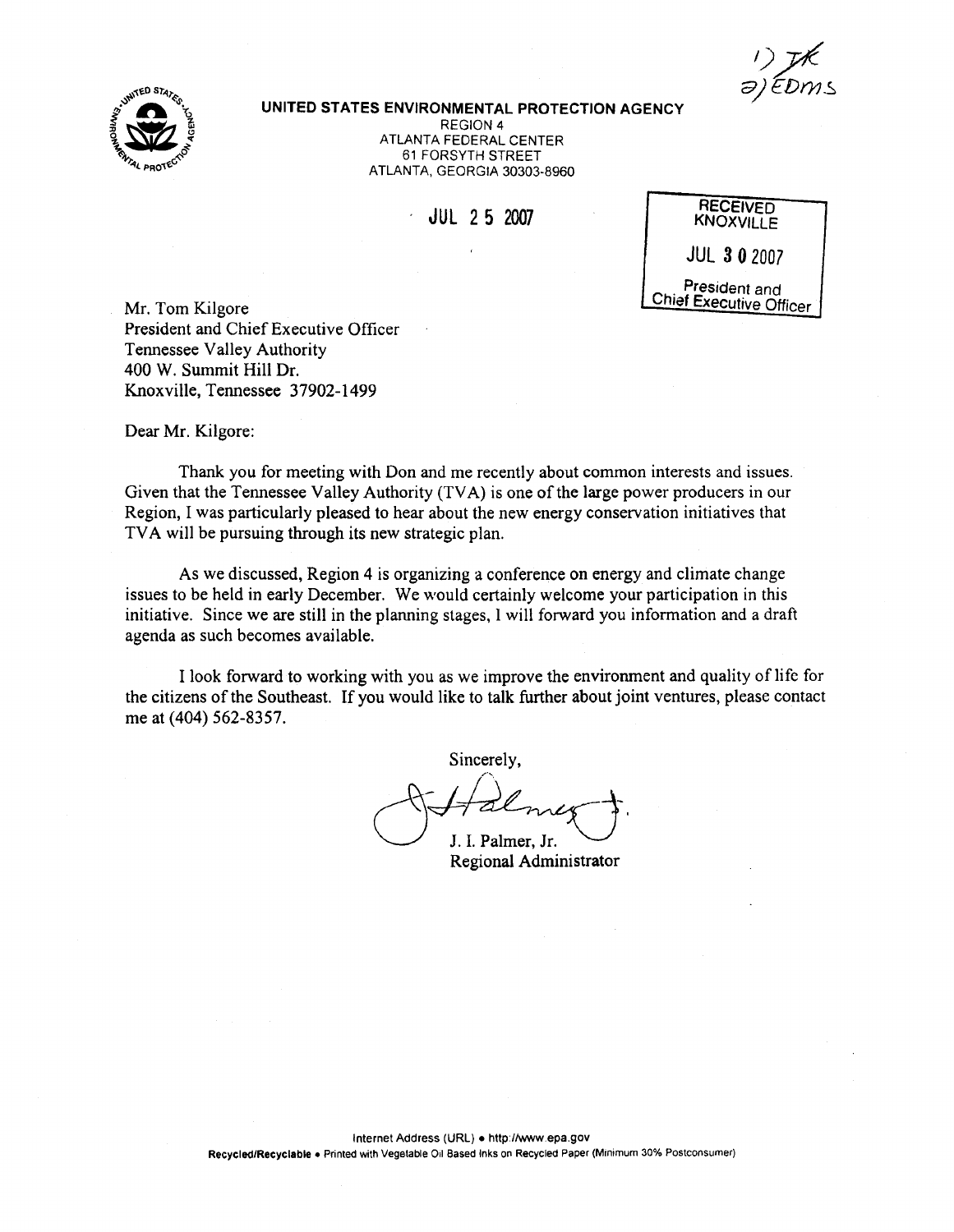1) TK
2) EDMS

**UNITED STATES ENVIRONMENTAL PROTECTION AGENCY**
REGION 4
ATLANTA FEDERAL CENTER
61 FORSYTH STREET
ATLANTA, GEORGIA 30303-8960

JUL 25 2007

RECEIVED
KNOXVILLE
JUL 30 2007
President and
Chief Executive Officer

Mr. Tom Kilgore
President and Chief Executive Officer
Tennessee Valley Authority
400 W. Summit Hill Dr.
Knoxville, Tennessee 37902-1499

Dear Mr. Kilgore:

Thank you for meeting with Don and me recently about common interests and issues. Given that the Tennessee Valley Authority (TVA) is one of the large power producers in our Region, I was particularly pleased to hear about the new energy conservation initiatives that TVA will be pursuing through its new strategic plan.

As we discussed, Region 4 is organizing a conference on energy and climate change issues to be held in early December. We would certainly welcome your participation in this initiative. Since we are still in the planning stages, I will forward you information and a draft agenda as such becomes available.

I look forward to working with you as we improve the environment and quality of life for the citizens of the Southeast. If you would like to talk further about joint ventures, please contact me at (404) 562-8357.

Sincerely,

J. I. Palmer, Jr.
Regional Administrator

Internet Address (URL) • http://www.epa.gov
**Recycled/Recyclable** • Printed with Vegetable Oil Based Inks on Recycled Paper (Minimum 30% Postconsumer)